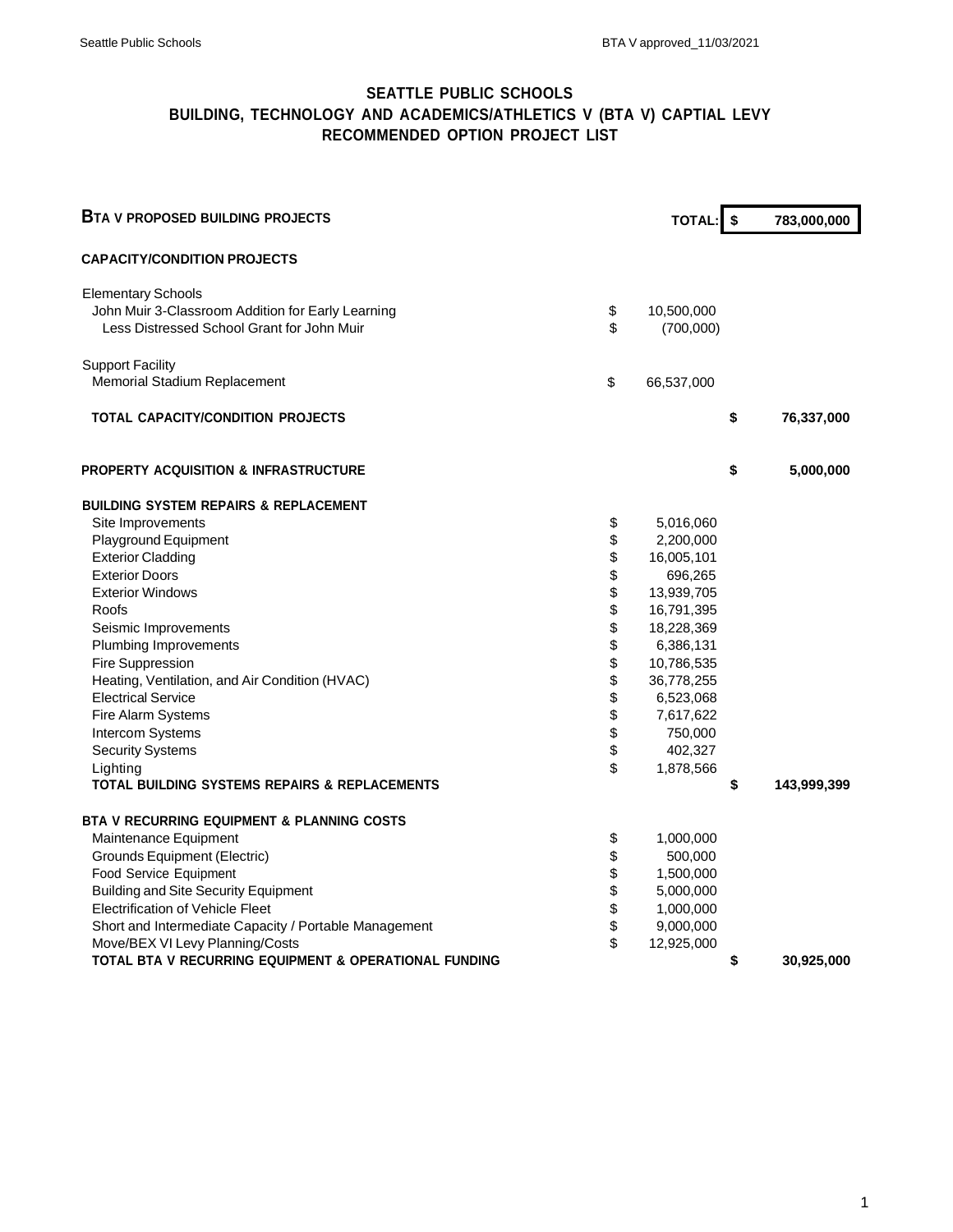# SEATTLE PUBLIC SCHOOLS
## BUILDING, TECHNOLOGY AND ACADEMICS/ATHLETICS V (BTA V) CAPTIAL LEVY
## RECOMMENDED OPTION PROJECT LIST

| | | |
|---|---|---|
| **BTA V PROPOSED BUILDING PROJECTS** | **TOTAL:** | **$ 783,000,000** |
| **CAPACITY/CONDITION PROJECTS** | | |
| Elementary Schools | | |
| John Muir 3-Classroom Addition for Early Learning | $ 10,500,000 | |
| Less Distressed School Grant for John Muir | $ (700,000) | |
| Support Facility | | |
| Memorial Stadium Replacement | $ 66,537,000 | |
| **TOTAL CAPACITY/CONDITION PROJECTS** | | **$ 76,337,000** |
| **PROPERTY ACQUISITION & INFRASTRUCTURE** | | **$ 5,000,000** |
| **BUILDING SYSTEM REPAIRS & REPLACEMENT** | | |
| Site Improvements | $ 5,016,060 | |
| Playground Equipment | $ 2,200,000 | |
| Exterior Cladding | $ 16,005,101 | |
| Exterior Doors | $ 696,265 | |
| Exterior Windows | $ 13,939,705 | |
| Roofs | $ 16,791,395 | |
| Seismic Improvements | $ 18,228,369 | |
| Plumbing Improvements | $ 6,386,131 | |
| Fire Suppression | $ 10,786,535 | |
| Heating, Ventilation, and Air Condition (HVAC) | $ 36,778,255 | |
| Electrical Service | $ 6,523,068 | |
| Fire Alarm Systems | $ 7,617,622 | |
| Intercom Systems | $ 750,000 | |
| Security Systems | $ 402,327 | |
| Lighting | $ 1,878,566 | |
| **TOTAL BUILDING SYSTEMS REPAIRS & REPLACEMENTS** | | **$ 143,999,399** |
| **BTA V RECURRING EQUIPMENT & PLANNING COSTS** | | |
| Maintenance Equipment | $ 1,000,000 | |
| Grounds Equipment (Electric) | $ 500,000 | |
| Food Service Equipment | $ 1,500,000 | |
| Building and Site Security Equipment | $ 5,000,000 | |
| Electrification of Vehicle Fleet | $ 1,000,000 | |
| Short and Intermediate Capacity / Portable Management | $ 9,000,000 | |
| Move/BEX VI Levy Planning/Costs | $ 12,925,000 | |
| **TOTAL BTA V RECURRING EQUIPMENT & OPERATIONAL FUNDING** | | **$ 30,925,000** |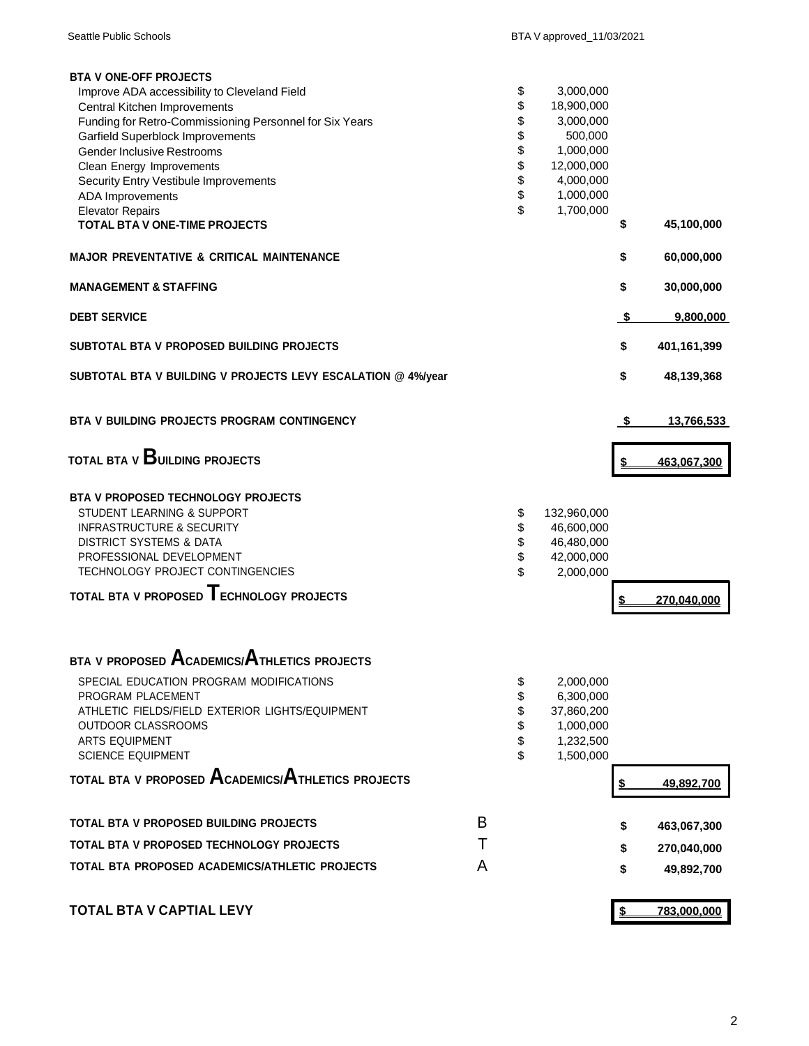| | | |
|---|---|---|
| **BTA V ONE-OFF PROJECTS** | | |
| Improve ADA accessibility to Cleveland Field | $ 3,000,000 | |
| Central Kitchen Improvements | $ 18,900,000 | |
| Funding for Retro-Commissioning Personnel for Six Years | $ 3,000,000 | |
| Garfield Superblock Improvements | $ 500,000 | |
| Gender Inclusive Restrooms | $ 1,000,000 | |
| Clean Energy Improvements | $ 12,000,000 | |
| Security Entry Vestibule Improvements | $ 4,000,000 | |
| ADA Improvements | $ 1,000,000 | |
| Elevator Repairs | $ 1,700,000 | |
| **TOTAL BTA V ONE-TIME PROJECTS** | | **$ 45,100,000** |
| **MAJOR PREVENTATIVE & CRITICAL MAINTENANCE** | | **$ 60,000,000** |
| **MANAGEMENT & STAFFING** | | **$ 30,000,000** |
| **DEBT SERVICE** | | **$ 9,800,000** |
| **SUBTOTAL BTA V PROPOSED BUILDING PROJECTS** | | **$ 401,161,399** |
| **SUBTOTAL BTA V BUILDING V PROJECTS LEVY ESCALATION @ 4%/year** | | **$ 48,139,368** |
| **BTA V BUILDING PROJECTS PROGRAM CONTINGENCY** | | **$ 13,766,533** |
| **TOTAL BTA V BUILDING PROJECTS** | | **$ 463,067,300** |

| | | |
|---|---|---|
| **BTA V PROPOSED TECHNOLOGY PROJECTS** | | |
| STUDENT LEARNING & SUPPORT | $ 132,960,000 | |
| INFRASTRUCTURE & SECURITY | $ 46,600,000 | |
| DISTRICT SYSTEMS & DATA | $ 46,480,000 | |
| PROFESSIONAL DEVELOPMENT | $ 42,000,000 | |
| TECHNOLOGY PROJECT CONTINGENCIES | $ 2,000,000 | |
| **TOTAL BTA V PROPOSED TECHNOLOGY PROJECTS** | | **$ 270,040,000** |

| | | |
|---|---|---|
| **BTA V PROPOSED ACADEMICS/ATHLETICS PROJECTS** | | |
| SPECIAL EDUCATION PROGRAM MODIFICATIONS | $ 2,000,000 | |
| PROGRAM PLACEMENT | $ 6,300,000 | |
| ATHLETIC FIELDS/FIELD EXTERIOR LIGHTS/EQUIPMENT | $ 37,860,200 | |
| OUTDOOR CLASSROOMS | $ 1,000,000 | |
| ARTS EQUIPMENT | $ 1,232,500 | |
| SCIENCE EQUIPMENT | $ 1,500,000 | |
| **TOTAL BTA V PROPOSED ACADEMICS/ATHLETICS PROJECTS** | | **$ 49,892,700** |

| | | |
|---|---|---|
| **TOTAL BTA V PROPOSED BUILDING PROJECTS** | B | **$ 463,067,300** |
| **TOTAL BTA V PROPOSED TECHNOLOGY PROJECTS** | T | **$ 270,040,000** |
| **TOTAL BTA PROPOSED ACADEMICS/ATHLETIC PROJECTS** | A | **$ 49,892,700** |
| **TOTAL BTA V CAPTIAL LEVY** | | **$ 783,000,000** |